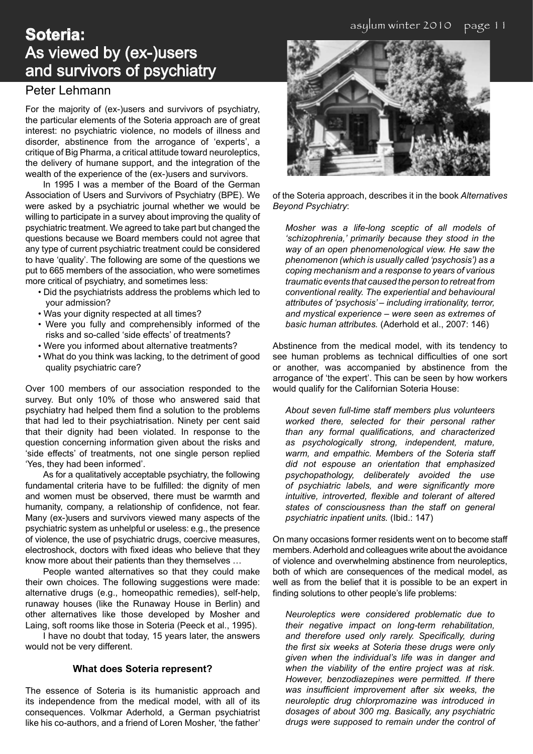# Soteria: As viewed by (ex-)users and survivors of psychiatry

## Peter Lehmann

For the majority of (ex-)users and survivors of psychiatry, the particular elements of the Soteria approach are of great interest: no psychiatric violence, no models of illness and disorder, abstinence from the arrogance of 'experts', a critique of Big Pharma, a critical attitude toward neuroleptics, the delivery of humane support, and the integration of the wealth of the experience of the (ex-)users and survivors.

In 1995 I was a member of the Board of the German Association of Users and Survivors of Psychiatry (BPE). We were asked by a psychiatric journal whether we would be willing to participate in a survey about improving the quality of psychiatric treatment. We agreed to take part but changed the questions because we Board members could not agree that any type of current psychiatric treatment could be considered to have 'quality'. The following are some of the questions we put to 665 members of the association, who were sometimes more critical of psychiatry, and sometimes less:

- Did the psychiatrists address the problems which led to your admission?
- Was your dignity respected at all times?
- Were you fully and comprehensibly informed of the risks and so-called 'side effects' of treatments?
- Were you informed about alternative treatments?
- What do you think was lacking, to the detriment of good quality psychiatric care?

Over 100 members of our association responded to the survey. But only 10% of those who answered said that psychiatry had helped them find a solution to the problems that had led to their psychiatrisation. Ninety per cent said that their dignity had been violated. In response to the question concerning information given about the risks and 'side effects' of treatments, not one single person replied 'Yes, they had been informed'.

As for a qualitatively acceptable psychiatry, the following fundamental criteria have to be fulfilled: the dignity of men and women must be observed, there must be warmth and humanity, company, a relationship of confidence, not fear. Many (ex-)users and survivors viewed many aspects of the psychiatric system as unhelpful or useless: e.g., the presence of violence, the use of psychiatric drugs, coercive measures, electroshock, doctors with fixed ideas who believe that they know more about their patients than they themselves …

People wanted alternatives so that they could make their own choices. The following suggestions were made: alternative drugs (e.g., homeopathic remedies), self-help, runaway houses (like the Runaway House in Berlin) and other alternatives like those developed by Mosher and Laing, soft rooms like those in Soteria (Peeck et al., 1995).

I have no doubt that today, 15 years later, the answers would not be very different.

### What does Soteria represent?

The essence of Soteria is its humanistic approach and its independence from the medical model, with all of its consequences. Volkmar Aderhold, a German psychiatrist like his co-authors, and a friend of Loren Mosher, 'the father' of the Soteria approach, describes it in the book *Alternatives Beyond Psychiatry*:

> *Mosher was a life-long sceptic of all models of 'schizophrenia,' primarily because they stood in the way of an open phenomenological view. He saw the phenomenon (which is usually called 'psychosis') as a coping mechanism and a response to years of various traumatic events that caused the person to retreat from conventional reality. The experiential and behavioural attributes of 'psychosis' – including irrationality, terror, and mystical experience – were seen as extremes of basic human attributes.* (Aderhold et al., 2007: 146)

Abstinence from the medical model, with its tendency to see human problems as technical difficulties of one sort or another, was accompanied by abstinence from the arrogance of 'the expert'. This can be seen by how workers would qualify for the Californian Soteria House:

> *About seven full-time staff members plus volunteers worked there, selected for their personal rather than any formal qualifications, and characterized as psychologically strong, independent, mature, warm, and empathic. Members of the Soteria staff did not espouse an orientation that emphasized psychopathology, deliberately avoided the use of psychiatric labels, and were significantly more intuitive, introverted, flexible and tolerant of altered states of consciousness than the staff on general psychiatric inpatient units.* (Ibid.: 147)

On many occasions former residents went on to become staff members. Aderhold and colleagues write about the avoidance of violence and overwhelming abstinence from neuroleptics, both of which are consequences of the medical model, as well as from the belief that it is possible to be an expert in finding solutions to other people's life problems:

> *Neuroleptics were considered problematic due to their negative impact on long-term rehabilitation, and therefore used only rarely. Specifically, during the first six weeks at Soteria these drugs were only given when the individual's life was in danger and when the viability of the entire project was at risk. However, benzodiazepines were permitted. If there was insufficient improvement after six weeks, the neuroleptic drug chlorpromazine was introduced in dosages of about 300 mg. Basically, any psychiatric drugs were supposed to remain under the control of*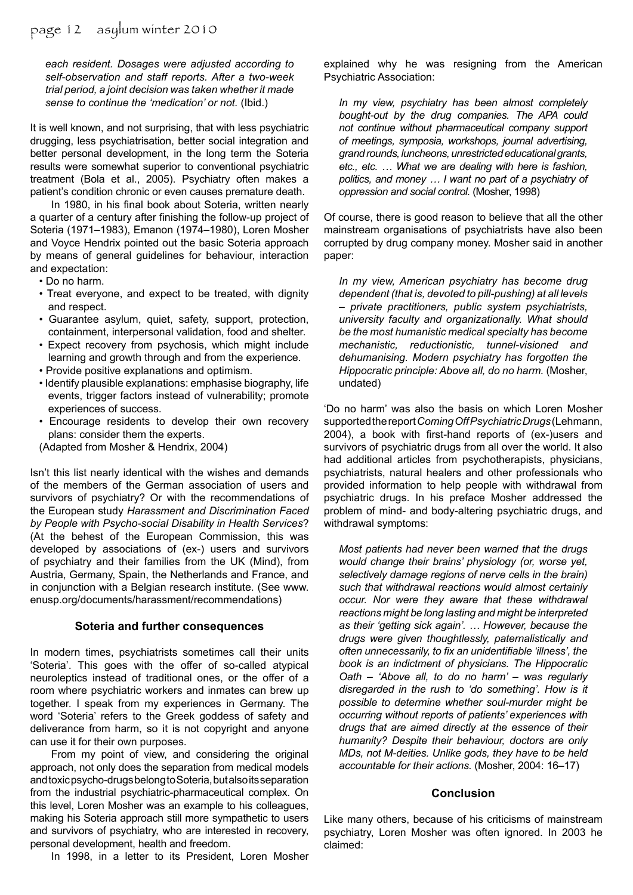*each resident. Dosages were adjusted according to self-observation and staff reports. After a two-week trial period, a joint decision was taken whether it made sense to continue the 'medication' or not.* (Ibid.)

It is well known, and not surprising, that with less psychiatric drugging, less psychiatrisation, better social integration and better personal development, in the long term the Soteria results were somewhat superior to conventional psychiatric treatment (Bola et al., 2005). Psychiatry often makes a patient's condition chronic or even causes premature death.

In 1980, in his final book about Soteria, written nearly a quarter of a century after finishing the follow-up project of Soteria (1971–1983), Emanon (1974–1980), Loren Mosher and Voyce Hendrix pointed out the basic Soteria approach by means of general guidelines for behaviour, interaction and expectation:

- Do no harm.
- Treat everyone, and expect to be treated, with dignity and respect.
- Guarantee asylum, quiet, safety, support, protection, containment, interpersonal validation, food and shelter.
- Expect recovery from psychosis, which might include learning and growth through and from the experience.
- Provide positive explanations and optimism.
- Identify plausible explanations: emphasise biography, life events, trigger factors instead of vulnerability; promote experiences of success.
- Encourage residents to develop their own recovery plans: consider them the experts.

(Adapted from Mosher & Hendrix, 2004)

Isn't this list nearly identical with the wishes and demands of the members of the German association of users and survivors of psychiatry? Or with the recommendations of the European study *Harassment and Discrimination Faced by People with Psycho-social Disability in Health Services*? (At the behest of the European Commission, this was developed by associations of (ex-) users and survivors of psychiatry and their families from the UK (Mind), from Austria, Germany, Spain, the Netherlands and France, and in conjunction with a Belgian research institute. (See www.enusp.org/documents/harassment/recommendations)

### Soteria and further consequences

In modern times, psychiatrists sometimes call their units 'Soteria'. This goes with the offer of so-called atypical neuroleptics instead of traditional ones, or the offer of a room where psychiatric workers and inmates can brew up together. I speak from my experiences in Germany. The word 'Soteria' refers to the Greek goddess of safety and deliverance from harm, so it is not copyright and anyone can use it for their own purposes.

From my point of view, and considering the original approach, not only does the separation from medical models and toxic psycho-drugs belong to Soteria, but also its separation from the industrial psychiatric-pharmaceutical complex. On this level, Loren Mosher was an example to his colleagues, making his Soteria approach still more sympathetic to users and survivors of psychiatry, who are interested in recovery, personal development, health and freedom.

In 1998, in a letter to its President, Loren Mosher explained why he was resigning from the American Psychiatric Association:

> *In my view, psychiatry has been almost completely bought-out by the drug companies. The APA could not continue without pharmaceutical company support of meetings, symposia, workshops, journal advertising, grand rounds, luncheons, unrestricted educational grants, etc., etc. … What we are dealing with here is fashion, politics, and money … I want no part of a psychiatry of oppression and social control.* (Mosher, 1998)

Of course, there is good reason to believe that all the other mainstream organisations of psychiatrists have also been corrupted by drug company money. Mosher said in another paper:

> *In my view, American psychiatry has become drug dependent (that is, devoted to pill-pushing) at all levels – private practitioners, public system psychiatrists, university faculty and organizationally. What should be the most humanistic medical specialty has become mechanistic, reductionistic, tunnel-visioned and dehumanising. Modern psychiatry has forgotten the Hippocratic principle: Above all, do no harm.* (Mosher, undated)

'Do no harm' was also the basis on which Loren Mosher supported the report *Coming Off Psychiatric Drugs* (Lehmann, 2004), a book with first-hand reports of (ex-)users and survivors of psychiatric drugs from all over the world. It also had additional articles from psychotherapists, physicians, psychiatrists, natural healers and other professionals who provided information to help people with withdrawal from psychiatric drugs. In his preface Mosher addressed the problem of mind- and body-altering psychiatric drugs, and withdrawal symptoms:

> *Most patients had never been warned that the drugs would change their brains' physiology (or, worse yet, selectively damage regions of nerve cells in the brain) such that withdrawal reactions would almost certainly occur. Nor were they aware that these withdrawal reactions might be long lasting and might be interpreted as their 'getting sick again'. … However, because the drugs were given thoughtlessly, paternalistically and often unnecessarily, to fix an unidentifiable 'illness', the book is an indictment of physicians. The Hippocratic Oath – 'Above all, to do no harm' – was regularly disregarded in the rush to 'do something'. How is it possible to determine whether soul-murder might be occurring without reports of patients' experiences with drugs that are aimed directly at the essence of their humanity? Despite their behaviour, doctors are only MDs, not M-deities. Unlike gods, they have to be held accountable for their actions.* (Mosher, 2004: 16–17)

### Conclusion

Like many others, because of his criticisms of mainstream psychiatry, Loren Mosher was often ignored. In 2003 he claimed: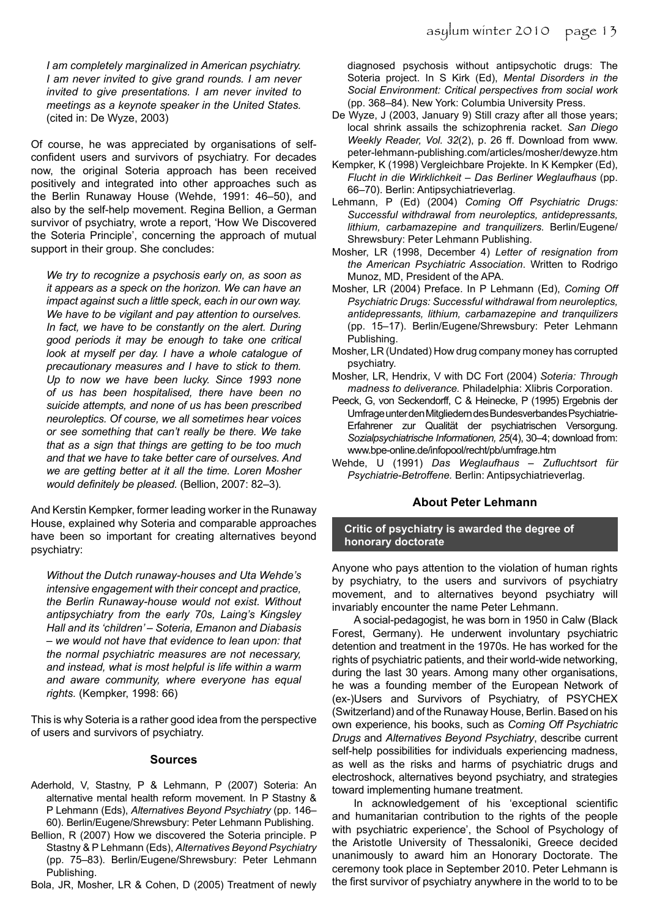*I am completely marginalized in American psychiatry. I am never invited to give grand rounds. I am never invited to give presentations. I am never invited to meetings as a keynote speaker in the United States.* (cited in: De Wyze, 2003)

Of course, he was appreciated by organisations of self-confident users and survivors of psychiatry. For decades now, the original Soteria approach has been received positively and integrated into other approaches such as the Berlin Runaway House (Wehde, 1991: 46–50), and also by the self-help movement. Regina Bellion, a German survivor of psychiatry, wrote a report, 'How We Discovered the Soteria Principle', concerning the approach of mutual support in their group. She concludes:

*We try to recognize a psychosis early on, as soon as it appears as a speck on the horizon. We can have an impact against such a little speck, each in our own way. We have to be vigilant and pay attention to ourselves. In fact, we have to be constantly on the alert. During good periods it may be enough to take one critical look at myself per day. I have a whole catalogue of precautionary measures and I have to stick to them. Up to now we have been lucky. Since 1993 none of us has been hospitalised, there have been no suicide attempts, and none of us has been prescribed neuroleptics. Of course, we all sometimes hear voices or see something that can't really be there. We take that as a sign that things are getting to be too much and that we have to take better care of ourselves. And we are getting better at it all the time. Loren Mosher would definitely be pleased.* (Bellion, 2007: 82–3).

And Kerstin Kempker, former leading worker in the Runaway House, explained why Soteria and comparable approaches have been so important for creating alternatives beyond psychiatry:

*Without the Dutch runaway-houses and Uta Wehde's intensive engagement with their concept and practice, the Berlin Runaway-house would not exist. Without antipsychiatry from the early 70s, Laing's Kingsley Hall and its 'children' – Soteria, Emanon and Diabasis – we would not have that evidence to lean upon: that the normal psychiatric measures are not necessary, and instead, what is most helpful is life within a warm and aware community, where everyone has equal rights.* (Kempker, 1998: 66)

This is why Soteria is a rather good idea from the perspective of users and survivors of psychiatry.

### Sources

Aderhold, V, Stastny, P & Lehmann, P (2007) Soteria: An alternative mental health reform movement. In P Stastny & P Lehmann (Eds), *Alternatives Beyond Psychiatry* (pp. 146–60). Berlin/Eugene/Shrewsbury: Peter Lehmann Publishing.

Bellion, R (2007) How we discovered the Soteria principle. P Stastny & P Lehmann (Eds), *Alternatives Beyond Psychiatry* (pp. 75–83). Berlin/Eugene/Shrewsbury: Peter Lehmann Publishing.

Bola, JR, Mosher, LR & Cohen, D (2005) Treatment of newly diagnosed psychosis without antipsychotic drugs: The Soteria project. In S Kirk (Ed), *Mental Disorders in the Social Environment: Critical perspectives from social work* (pp. 368–84). New York: Columbia University Press.

De Wyze, J (2003, January 9) Still crazy after all those years; local shrink assails the schizophrenia racket. *San Diego Weekly Reader, Vol. 32*(2), p. 26 ff. Download from www.peter-lehmann-publishing.com/articles/mosher/dewyze.htm

Kempker, K (1998) Vergleichbare Projekte. In K Kempker (Ed), *Flucht in die Wirklichkeit – Das Berliner Weglaufhaus* (pp. 66–70). Berlin: Antipsychiatrieverlag.

Lehmann, P (Ed) (2004) *Coming Off Psychiatric Drugs: Successful withdrawal from neuroleptics, antidepressants, lithium, carbamazepine and tranquilizers.* Berlin/Eugene/Shrewsbury: Peter Lehmann Publishing.

Mosher, LR (1998, December 4) *Letter of resignation from the American Psychiatric Association*. Written to Rodrigo Munoz, MD, President of the APA.

Mosher, LR (2004) Preface. In P Lehmann (Ed), *Coming Off Psychiatric Drugs: Successful withdrawal from neuroleptics, antidepressants, lithium, carbamazepine and tranquilizers* (pp. 15–17). Berlin/Eugene/Shrewsbury: Peter Lehmann Publishing.

Mosher, LR (Undated) How drug company money has corrupted psychiatry.

Mosher, LR, Hendrix, V with DC Fort (2004) *Soteria: Through madness to deliverance.* Philadelphia: Xlibris Corporation.

Peeck, G, von Seckendorff, C & Heinecke, P (1995) Ergebnis der Umfrage unter den Mitgliedern des Bundesverbandes Psychiatrie-Erfahrener zur Qualität der psychiatrischen Versorgung. *Sozialpsychiatrische Informationen, 25*(4), 30–4; download from: www.bpe-online.de/infopool/recht/pb/umfrage.htm

Wehde, U (1991) *Das Weglaufhaus – Zufluchtsort für Psychiatrie-Betroffene.* Berlin: Antipsychiatrieverlag.

## About Peter Lehmann

### Critic of psychiatry is awarded the degree of honorary doctorate

Anyone who pays attention to the violation of human rights by psychiatry, to the users and survivors of psychiatry movement, and to alternatives beyond psychiatry will invariably encounter the name Peter Lehmann.

A social-pedagogist, he was born in 1950 in Calw (Black Forest, Germany). He underwent involuntary psychiatric detention and treatment in the 1970s. He has worked for the rights of psychiatric patients, and their world-wide networking, during the last 30 years. Among many other organisations, he was a founding member of the European Network of (ex-)Users and Survivors of Psychiatry, of PSYCHEX (Switzerland) and of the Runaway House, Berlin. Based on his own experience, his books, such as *Coming Off Psychiatric Drugs* and *Alternatives Beyond Psychiatry*, describe current self-help possibilities for individuals experiencing madness, as well as the risks and harms of psychiatric drugs and electroshock, alternatives beyond psychiatry, and strategies toward implementing humane treatment.

In acknowledgement of his 'exceptional scientific and humanitarian contribution to the rights of the people with psychiatric experience', the School of Psychology of the Aristotle University of Thessaloniki, Greece decided unanimously to award him an Honorary Doctorate. The ceremony took place in September 2010. Peter Lehmann is the first survivor of psychiatry anywhere in the world to to be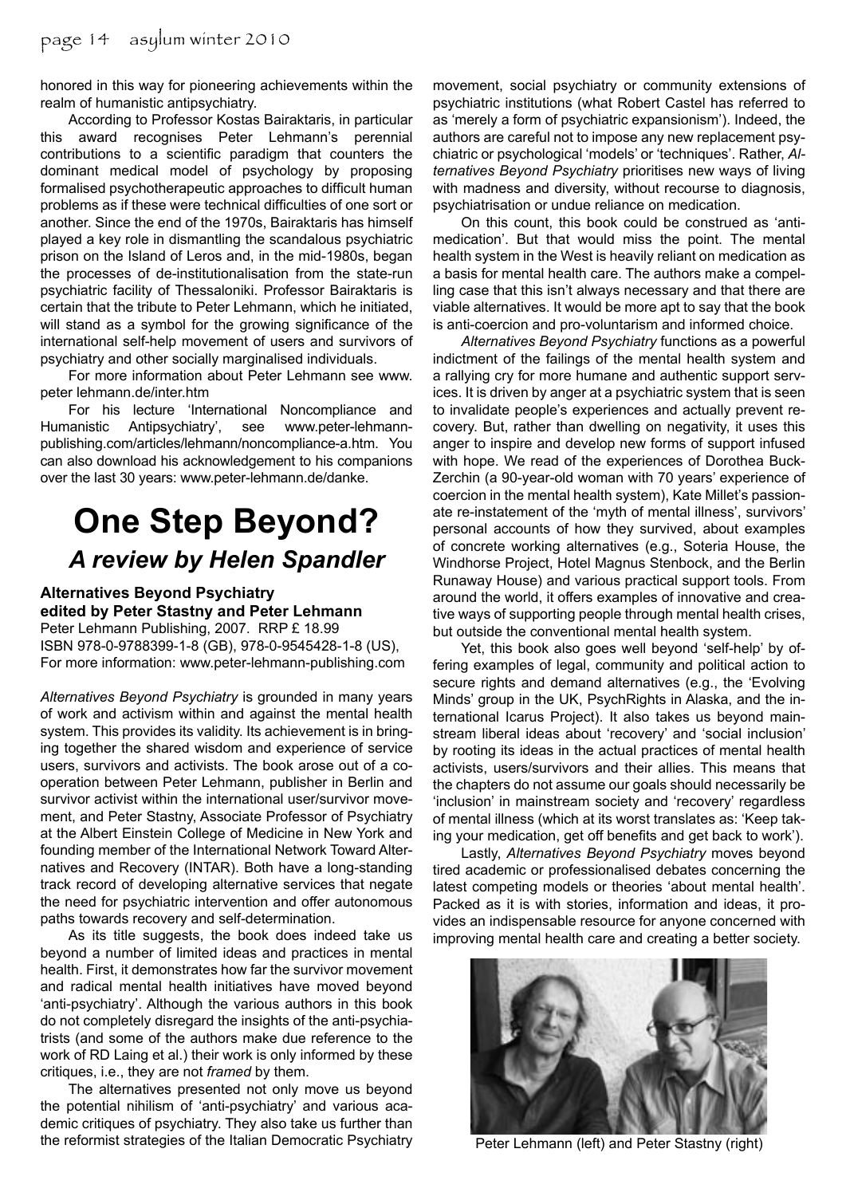honored in this way for pioneering achievements within the realm of humanistic antipsychiatry.

According to Professor Kostas Bairaktaris, in particular this award recognises Peter Lehmann's perennial contributions to a scientific paradigm that counters the dominant medical model of psychology by proposing formalised psychotherapeutic approaches to difficult human problems as if these were technical difficulties of one sort or another. Since the end of the 1970s, Bairaktaris has himself played a key role in dismantling the scandalous psychiatric prison on the Island of Leros and, in the mid-1980s, began the processes of de-institutionalisation from the state-run psychiatric facility of Thessaloniki. Professor Bairaktaris is certain that the tribute to Peter Lehmann, which he initiated, will stand as a symbol for the growing significance of the international self-help movement of users and survivors of psychiatry and other socially marginalised individuals.

For more information about Peter Lehmann see www. peter lehmann.de/inter.htm

For his lecture 'International Noncompliance and Humanistic Antipsychiatry', see www.peter-lehmann-publishing.com/articles/lehmann/noncompliance-a.htm. You can also download his acknowledgement to his companions over the last 30 years: www.peter-lehmann.de/danke.

# One Step Beyond?

## *A review by Helen Spandler*

**Alternatives Beyond Psychiatry**
**edited by Peter Stastny and Peter Lehmann**
Peter Lehmann Publishing, 2007. RRP £ 18.99
ISBN 978-0-9788399-1-8 (GB), 978-0-9545428-1-8 (US),
For more information: www.peter-lehmann-publishing.com

*Alternatives Beyond Psychiatry* is grounded in many years of work and activism within and against the mental health system. This provides its validity. Its achievement is in bringing together the shared wisdom and experience of service users, survivors and activists. The book arose out of a co-operation between Peter Lehmann, publisher in Berlin and survivor activist within the international user/survivor movement, and Peter Stastny, Associate Professor of Psychiatry at the Albert Einstein College of Medicine in New York and founding member of the International Network Toward Alternatives and Recovery (INTAR). Both have a long-standing track record of developing alternative services that negate the need for psychiatric intervention and offer autonomous paths towards recovery and self-determination.

As its title suggests, the book does indeed take us beyond a number of limited ideas and practices in mental health. First, it demonstrates how far the survivor movement and radical mental health initiatives have moved beyond 'anti-psychiatry'. Although the various authors in this book do not completely disregard the insights of the anti-psychiatrists (and some of the authors make due reference to the work of RD Laing et al.) their work is only informed by these critiques, i.e., they are not *framed* by them.

The alternatives presented not only move us beyond the potential nihilism of 'anti-psychiatry' and various academic critiques of psychiatry. They also take us further than the reformist strategies of the Italian Democratic Psychiatry movement, social psychiatry or community extensions of psychiatric institutions (what Robert Castel has referred to as 'merely a form of psychiatric expansionism'). Indeed, the authors are careful not to impose any new replacement psychiatric or psychological 'models' or 'techniques'. Rather, *Alternatives Beyond Psychiatry* prioritises new ways of living with madness and diversity, without recourse to diagnosis, psychiatrisation or undue reliance on medication.

On this count, this book could be construed as 'anti-medication'. But that would miss the point. The mental health system in the West is heavily reliant on medication as a basis for mental health care. The authors make a compelling case that this isn't always necessary and that there are viable alternatives. It would be more apt to say that the book is anti-coercion and pro-voluntarism and informed choice.

*Alternatives Beyond Psychiatry* functions as a powerful indictment of the failings of the mental health system and a rallying cry for more humane and authentic support services. It is driven by anger at a psychiatric system that is seen to invalidate people's experiences and actually prevent recovery. But, rather than dwelling on negativity, it uses this anger to inspire and develop new forms of support infused with hope. We read of the experiences of Dorothea Buck-Zerchin (a 90-year-old woman with 70 years' experience of coercion in the mental health system), Kate Millet's passionate re-instatement of the 'myth of mental illness', survivors' personal accounts of how they survived, about examples of concrete working alternatives (e.g., Soteria House, the Windhorse Project, Hotel Magnus Stenbock, and the Berlin Runaway House) and various practical support tools. From around the world, it offers examples of innovative and creative ways of supporting people through mental health crises, but outside the conventional mental health system.

Yet, this book also goes well beyond 'self-help' by offering examples of legal, community and political action to secure rights and demand alternatives (e.g., the 'Evolving Minds' group in the UK, PsychRights in Alaska, and the international Icarus Project). It also takes us beyond mainstream liberal ideas about 'recovery' and 'social inclusion' by rooting its ideas in the actual practices of mental health activists, users/survivors and their allies. This means that the chapters do not assume our goals should necessarily be 'inclusion' in mainstream society and 'recovery' regardless of mental illness (which at its worst translates as: 'Keep taking your medication, get off benefits and get back to work').

Lastly, *Alternatives Beyond Psychiatry* moves beyond tired academic or professionalised debates concerning the latest competing models or theories 'about mental health'. Packed as it is with stories, information and ideas, it provides an indispensable resource for anyone concerned with improving mental health care and creating a better society.

Peter Lehmann (left) and Peter Stastny (right)